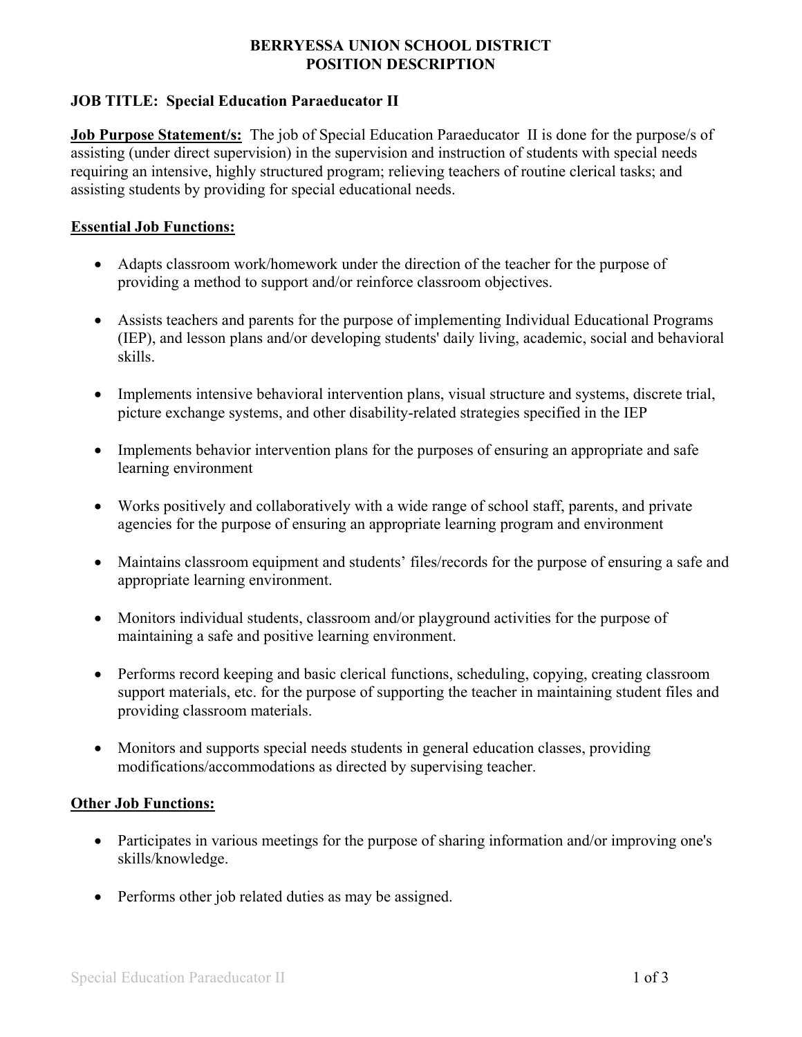# BERRYESSA UNION SCHOOL DISTRICT
# POSITION DESCRIPTION

**JOB TITLE: Special Education Paraeducator II**

**Job Purpose Statement/s:** The job of Special Education Paraeducator II is done for the purpose/s of assisting (under direct supervision) in the supervision and instruction of students with special needs requiring an intensive, highly structured program; relieving teachers of routine clerical tasks; and assisting students by providing for special educational needs.

## Essential Job Functions:

- Adapts classroom work/homework under the direction of the teacher for the purpose of providing a method to support and/or reinforce classroom objectives.
- Assists teachers and parents for the purpose of implementing Individual Educational Programs (IEP), and lesson plans and/or developing students' daily living, academic, social and behavioral skills.
- Implements intensive behavioral intervention plans, visual structure and systems, discrete trial, picture exchange systems, and other disability-related strategies specified in the IEP
- Implements behavior intervention plans for the purposes of ensuring an appropriate and safe learning environment
- Works positively and collaboratively with a wide range of school staff, parents, and private agencies for the purpose of ensuring an appropriate learning program and environment
- Maintains classroom equipment and students' files/records for the purpose of ensuring a safe and appropriate learning environment.
- Monitors individual students, classroom and/or playground activities for the purpose of maintaining a safe and positive learning environment.
- Performs record keeping and basic clerical functions, scheduling, copying, creating classroom support materials, etc. for the purpose of supporting the teacher in maintaining student files and providing classroom materials.
- Monitors and supports special needs students in general education classes, providing modifications/accommodations as directed by supervising teacher.

## Other Job Functions:

- Participates in various meetings for the purpose of sharing information and/or improving one's skills/knowledge.
- Performs other job related duties as may be assigned.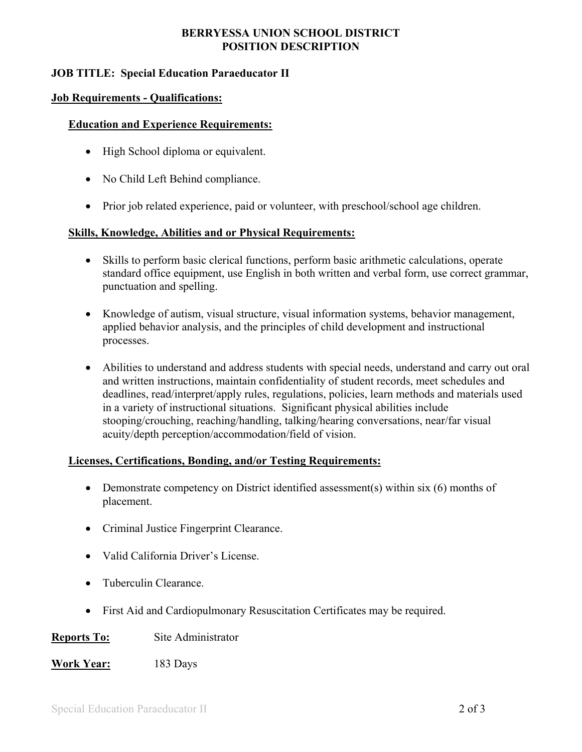**BERRYESSA UNION SCHOOL DISTRICT**
**POSITION DESCRIPTION**

**JOB TITLE: Special Education Paraeducator II**

## Job Requirements - Qualifications:

### Education and Experience Requirements:

- High School diploma or equivalent.
- No Child Left Behind compliance.
- Prior job related experience, paid or volunteer, with preschool/school age children.

### Skills, Knowledge, Abilities and or Physical Requirements:

- Skills to perform basic clerical functions, perform basic arithmetic calculations, operate standard office equipment, use English in both written and verbal form, use correct grammar, punctuation and spelling.
- Knowledge of autism, visual structure, visual information systems, behavior management, applied behavior analysis, and the principles of child development and instructional processes.
- Abilities to understand and address students with special needs, understand and carry out oral and written instructions, maintain confidentiality of student records, meet schedules and deadlines, read/interpret/apply rules, regulations, policies, learn methods and materials used in a variety of instructional situations. Significant physical abilities include stooping/crouching, reaching/handling, talking/hearing conversations, near/far visual acuity/depth perception/accommodation/field of vision.

### Licenses, Certifications, Bonding, and/or Testing Requirements:

- Demonstrate competency on District identified assessment(s) within six (6) months of placement.
- Criminal Justice Fingerprint Clearance.
- Valid California Driver's License.
- Tuberculin Clearance.
- First Aid and Cardiopulmonary Resuscitation Certificates may be required.

**Reports To:** Site Administrator

**Work Year:** 183 Days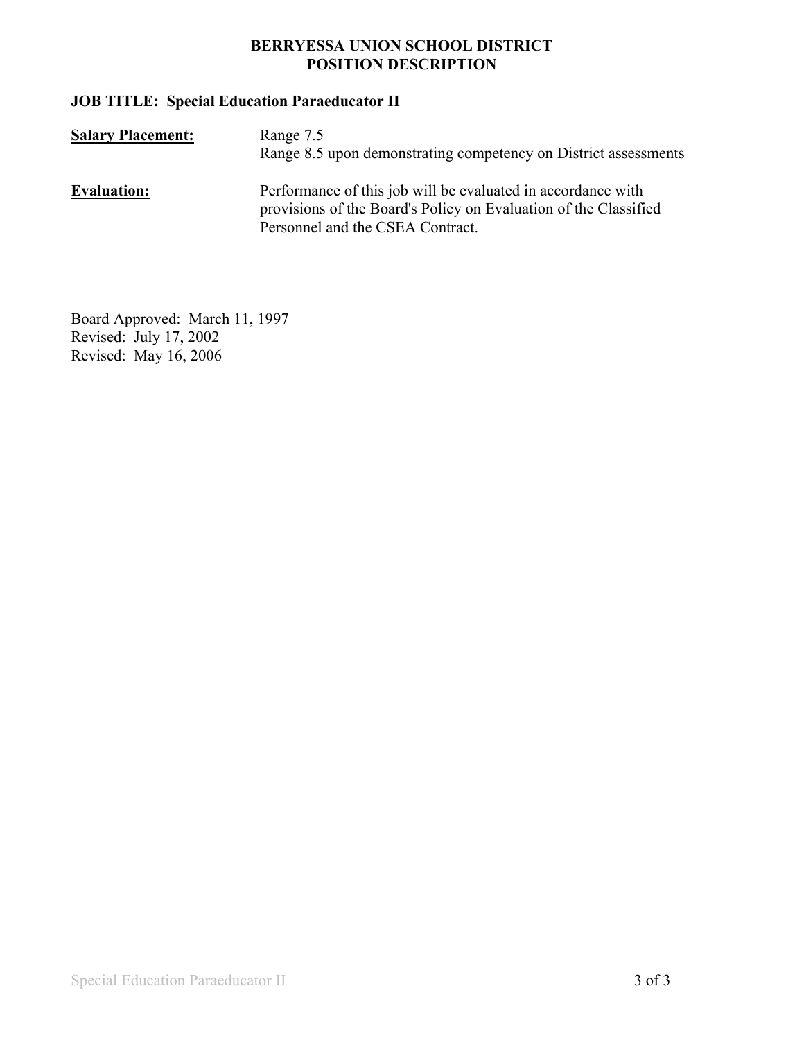**BERRYESSA UNION SCHOOL DISTRICT**
**POSITION DESCRIPTION**

**JOB TITLE: Special Education Paraeducator II**

| | |
|---|---|
| **Salary Placement:** | Range 7.5<br>Range 8.5 upon demonstrating competency on District assessments |
| **Evaluation:** | Performance of this job will be evaluated in accordance with provisions of the Board's Policy on Evaluation of the Classified Personnel and the CSEA Contract. |

Board Approved: March 11, 1997
Revised: July 17, 2002
Revised: May 16, 2006